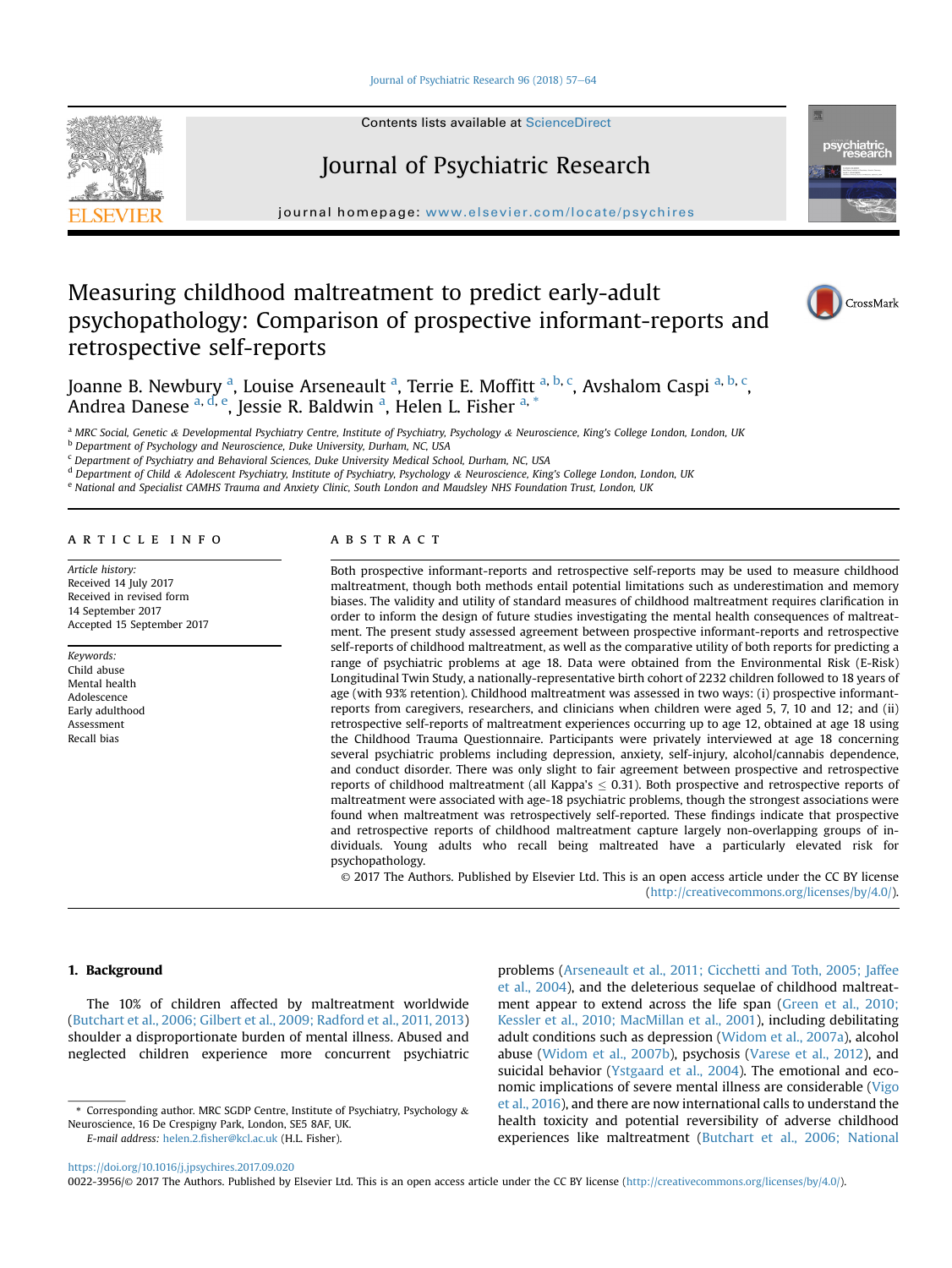# Measuring childhood maltreatment to predict early-adult psychopathology: Comparison of prospective informant-reports and retrospective self-reports

Joanne B. Newbury [a], Louise Arseneault [a], Terrie E. Moffitt [a, b, c], Avshalom Caspi [a, b, c], Andrea Danese [a, d, e], Jessie R. Baldwin [a], Helen L. Fisher [a, *]

[a] MRC Social, Genetic & Developmental Psychiatry Centre, Institute of Psychiatry, Psychology & Neuroscience, King's College London, London, UK
[b] Department of Psychology and Neuroscience, Duke University, Durham, NC, USA
[c] Department of Psychiatry and Behavioral Sciences, Duke University Medical School, Durham, NC, USA
[d] Department of Child & Adolescent Psychiatry, Institute of Psychiatry, Psychology & Neuroscience, King's College London, London, UK
[e] National and Specialist CAMHS Trauma and Anxiety Clinic, South London and Maudsley NHS Foundation Trust, London, UK

## ARTICLE INFO

*Article history:*
Received 14 July 2017
Received in revised form 14 September 2017
Accepted 15 September 2017

*Keywords:*
Child abuse
Mental health
Adolescence
Early adulthood
Assessment
Recall bias

## ABSTRACT

Both prospective informant-reports and retrospective self-reports may be used to measure childhood maltreatment, though both methods entail potential limitations such as underestimation and memory biases. The validity and utility of standard measures of childhood maltreatment requires clarification in order to inform the design of future studies investigating the mental health consequences of maltreatment. The present study assessed agreement between prospective informant-reports and retrospective self-reports of childhood maltreatment, as well as the comparative utility of both reports for predicting a range of psychiatric problems at age 18. Data were obtained from the Environmental Risk (E-Risk) Longitudinal Twin Study, a nationally-representative birth cohort of 2232 children followed to 18 years of age (with 93% retention). Childhood maltreatment was assessed in two ways: (i) prospective informant-reports from caregivers, researchers, and clinicians when children were aged 5, 7, 10 and 12; and (ii) retrospective self-reports of maltreatment experiences occurring up to age 12, obtained at age 18 using the Childhood Trauma Questionnaire. Participants were privately interviewed at age 18 concerning several psychiatric problems including depression, anxiety, self-injury, alcohol/cannabis dependence, and conduct disorder. There was only slight to fair agreement between prospective and retrospective reports of childhood maltreatment (all Kappa's $\leq$ 0.31). Both prospective and retrospective reports of maltreatment were associated with age-18 psychiatric problems, though the strongest associations were found when maltreatment was retrospectively self-reported. These findings indicate that prospective and retrospective reports of childhood maltreatment capture largely non-overlapping groups of individuals. Young adults who recall being maltreated have a particularly elevated risk for psychopathology.

© 2017 The Authors. Published by Elsevier Ltd. This is an open access article under the CC BY license (http://creativecommons.org/licenses/by/4.0/).

## 1. Background

The 10% of children affected by maltreatment worldwide (Butchart et al., 2006; Gilbert et al., 2009; Radford et al., 2011, 2013) shoulder a disproportionate burden of mental illness. Abused and neglected children experience more concurrent psychiatric problems (Arseneault et al., 2011; Cicchetti and Toth, 2005; Jaffee et al., 2004), and the deleterious sequelae of childhood maltreatment appear to extend across the life span (Green et al., 2010; Kessler et al., 2010; MacMillan et al., 2001), including debilitating adult conditions such as depression (Widom et al., 2007a), alcohol abuse (Widom et al., 2007b), psychosis (Varese et al., 2012), and suicidal behavior (Ystgaard et al., 2004). The emotional and economic implications of severe mental illness are considerable (Vigo et al., 2016), and there are now international calls to understand the health toxicity and potential reversibility of adverse childhood experiences like maltreatment (Butchart et al., 2006; National

\* Corresponding author. MRC SGDP Centre, Institute of Psychiatry, Psychology & Neuroscience, 16 De Crespigny Park, London, SE5 8AF, UK.
E-mail address: helen.2.fisher@kcl.ac.uk (H.L. Fisher).

https://doi.org/10.1016/j.jpsychires.2017.09.020
0022-3956/© 2017 The Authors. Published by Elsevier Ltd. This is an open access article under the CC BY license (http://creativecommons.org/licenses/by/4.0/).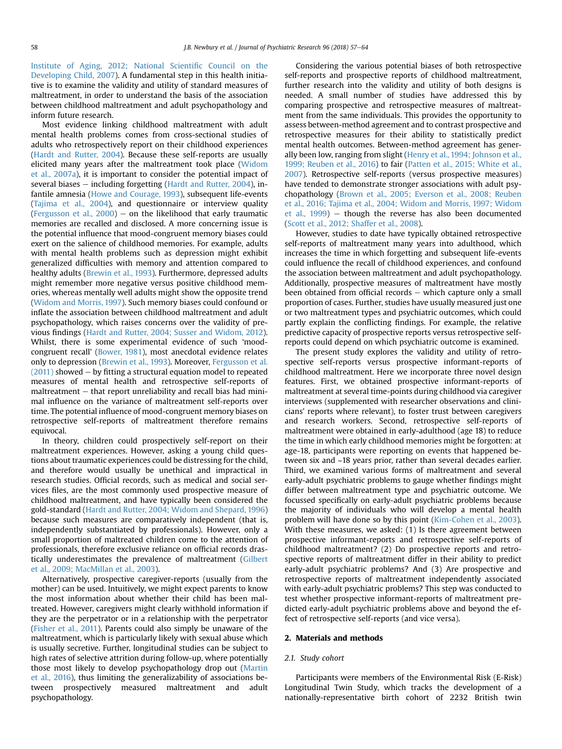Institute of Aging, 2012; National Scientific Council on the Developing Child, 2007). A fundamental step in this health initiative is to examine the validity and utility of standard measures of maltreatment, in order to understand the basis of the association between childhood maltreatment and adult psychopathology and inform future research.

Most evidence linking childhood maltreatment with adult mental health problems comes from cross-sectional studies of adults who retrospectively report on their childhood experiences (Hardt and Rutter, 2004). Because these self-reports are usually elicited many years after the maltreatment took place (Widom et al., 2007a), it is important to consider the potential impact of several biases – including forgetting (Hardt and Rutter, 2004), infantile amnesia (Howe and Courage, 1993), subsequent life-events (Tajima et al., 2004), and questionnaire or interview quality (Fergusson et al., 2000) – on the likelihood that early traumatic memories are recalled and disclosed. A more concerning issue is the potential influence that mood-congruent memory biases could exert on the salience of childhood memories. For example, adults with mental health problems such as depression might exhibit generalized difficulties with memory and attention compared to healthy adults (Brewin et al., 1993). Furthermore, depressed adults might remember more negative versus positive childhood memories, whereas mentally well adults might show the opposite trend (Widom and Morris, 1997). Such memory biases could confound or inflate the association between childhood maltreatment and adult psychopathology, which raises concerns over the validity of previous findings (Hardt and Rutter, 2004; Susser and Widom, 2012). Whilst, there is some experimental evidence of such 'mood-congruent recall' (Bower, 1981), most anecdotal evidence relates only to depression (Brewin et al., 1993). Moreover, Fergusson et al. (2011) showed – by fitting a structural equation model to repeated measures of mental health and retrospective self-reports of maltreatment – that report unreliability and recall bias had minimal influence on the variance of maltreatment self-reports over time. The potential influence of mood-congruent memory biases on retrospective self-reports of maltreatment therefore remains equivocal.

In theory, children could prospectively self-report on their maltreatment experiences. However, asking a young child questions about traumatic experiences could be distressing for the child, and therefore would usually be unethical and impractical in research studies. Official records, such as medical and social services files, are the most commonly used prospective measure of childhood maltreatment, and have typically been considered the gold-standard (Hardt and Rutter, 2004; Widom and Shepard, 1996) because such measures are comparatively independent (that is, independently substantiated by professionals). However, only a small proportion of maltreated children come to the attention of professionals, therefore exclusive reliance on official records drastically underestimates the prevalence of maltreatment (Gilbert et al., 2009; MacMillan et al., 2003).

Alternatively, prospective caregiver-reports (usually from the mother) can be used. Intuitively, we might expect parents to know the most information about whether their child has been maltreated. However, caregivers might clearly withhold information if they are the perpetrator or in a relationship with the perpetrator (Fisher et al., 2011). Parents could also simply be unaware of the maltreatment, which is particularly likely with sexual abuse which is usually secretive. Further, longitudinal studies can be subject to high rates of selective attrition during follow-up, where potentially those most likely to develop psychopathology drop out (Martin et al., 2016), thus limiting the generalizability of associations between prospectively measured maltreatment and adult psychopathology.

Considering the various potential biases of both retrospective self-reports and prospective reports of childhood maltreatment, further research into the validity and utility of both designs is needed. A small number of studies have addressed this by comparing prospective and retrospective measures of maltreatment from the same individuals. This provides the opportunity to assess between-method agreement and to contrast prospective and retrospective measures for their ability to statistically predict mental health outcomes. Between-method agreement has generally been low, ranging from slight (Henry et al., 1994; Johnson et al., 1999; Reuben et al., 2016) to fair (Patten et al., 2015; White et al., 2007). Retrospective self-reports (versus prospective measures) have tended to demonstrate stronger associations with adult psychopathology (Brown et al., 2005; Everson et al., 2008; Reuben et al., 2016; Tajima et al., 2004; Widom and Morris, 1997; Widom et al., 1999) – though the reverse has also been documented (Scott et al., 2012; Shaffer et al., 2008).

However, studies to date have typically obtained retrospective self-reports of maltreatment many years into adulthood, which increases the time in which forgetting and subsequent life-events could influence the recall of childhood experiences, and confound the association between maltreatment and adult psychopathology. Additionally, prospective measures of maltreatment have mostly been obtained from official records – which capture only a small proportion of cases. Further, studies have usually measured just one or two maltreatment types and psychiatric outcomes, which could partly explain the conflicting findings. For example, the relative predictive capacity of prospective reports versus retrospective self-reports could depend on which psychiatric outcome is examined.

The present study explores the validity and utility of retrospective self-reports versus prospective informant-reports of childhood maltreatment. Here we incorporate three novel design features. First, we obtained prospective informant-reports of maltreatment at several time-points during childhood via caregiver interviews (supplemented with researcher observations and clinicians' reports where relevant), to foster trust between caregivers and research workers. Second, retrospective self-reports of maltreatment were obtained in early-adulthood (age 18) to reduce the time in which early childhood memories might be forgotten: at age-18, participants were reporting on events that happened between six and ~18 years prior, rather than several decades earlier. Third, we examined various forms of maltreatment and several early-adult psychiatric problems to gauge whether findings might differ between maltreatment type and psychiatric outcome. We focussed specifically on early-adult psychiatric problems because the majority of individuals who will develop a mental health problem will have done so by this point (Kim-Cohen et al., 2003). With these measures, we asked: (1) Is there agreement between prospective informant-reports and retrospective self-reports of childhood maltreatment? (2) Do prospective reports and retrospective reports of maltreatment differ in their ability to predict early-adult psychiatric problems? And (3) Are prospective and retrospective reports of maltreatment independently associated with early-adult psychiatric problems? This step was conducted to test whether prospective informant-reports of maltreatment predicted early-adult psychiatric problems above and beyond the effect of retrospective self-reports (and vice versa).

## 2. Materials and methods

### 2.1. Study cohort

Participants were members of the Environmental Risk (E-Risk) Longitudinal Twin Study, which tracks the development of a nationally-representative birth cohort of 2232 British twin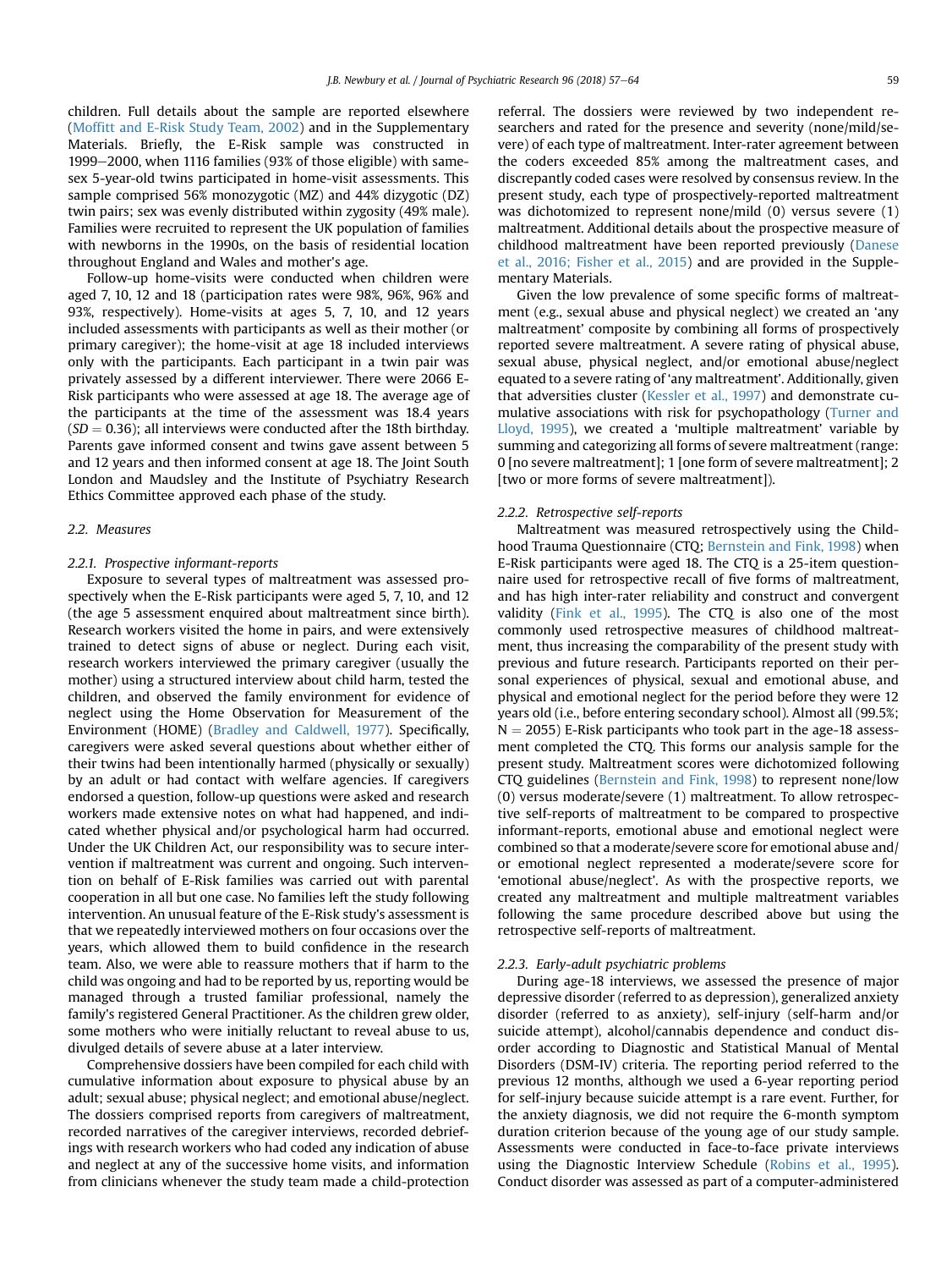children. Full details about the sample are reported elsewhere (Moffitt and E-Risk Study Team, 2002) and in the Supplementary Materials. Briefly, the E-Risk sample was constructed in 1999–2000, when 1116 families (93% of those eligible) with same-sex 5-year-old twins participated in home-visit assessments. This sample comprised 56% monozygotic (MZ) and 44% dizygotic (DZ) twin pairs; sex was evenly distributed within zygosity (49% male). Families were recruited to represent the UK population of families with newborns in the 1990s, on the basis of residential location throughout England and Wales and mother's age.

Follow-up home-visits were conducted when children were aged 7, 10, 12 and 18 (participation rates were 98%, 96%, 96% and 93%, respectively). Home-visits at ages 5, 7, 10, and 12 years included assessments with participants as well as their mother (or primary caregiver); the home-visit at age 18 included interviews only with the participants. Each participant in a twin pair was privately assessed by a different interviewer. There were 2066 E-Risk participants who were assessed at age 18. The average age of the participants at the time of the assessment was 18.4 years ($SD = 0.36$); all interviews were conducted after the 18th birthday. Parents gave informed consent and twins gave assent between 5 and 12 years and then informed consent at age 18. The Joint South London and Maudsley and the Institute of Psychiatry Research Ethics Committee approved each phase of the study.

### 2.2. Measures

#### 2.2.1. Prospective informant-reports

Exposure to several types of maltreatment was assessed prospectively when the E-Risk participants were aged 5, 7, 10, and 12 (the age 5 assessment enquired about maltreatment since birth). Research workers visited the home in pairs, and were extensively trained to detect signs of abuse or neglect. During each visit, research workers interviewed the primary caregiver (usually the mother) using a structured interview about child harm, tested the children, and observed the family environment for evidence of neglect using the Home Observation for Measurement of the Environment (HOME) (Bradley and Caldwell, 1977). Specifically, caregivers were asked several questions about whether either of their twins had been intentionally harmed (physically or sexually) by an adult or had contact with welfare agencies. If caregivers endorsed a question, follow-up questions were asked and research workers made extensive notes on what had happened, and indicated whether physical and/or psychological harm had occurred. Under the UK Children Act, our responsibility was to secure intervention if maltreatment was current and ongoing. Such intervention on behalf of E-Risk families was carried out with parental cooperation in all but one case. No families left the study following intervention. An unusual feature of the E-Risk study's assessment is that we repeatedly interviewed mothers on four occasions over the years, which allowed them to build confidence in the research team. Also, we were able to reassure mothers that if harm to the child was ongoing and had to be reported by us, reporting would be managed through a trusted familiar professional, namely the family's registered General Practitioner. As the children grew older, some mothers who were initially reluctant to reveal abuse to us, divulged details of severe abuse at a later interview.

Comprehensive dossiers have been compiled for each child with cumulative information about exposure to physical abuse by an adult; sexual abuse; physical neglect; and emotional abuse/neglect. The dossiers comprised reports from caregivers of maltreatment, recorded narratives of the caregiver interviews, recorded debriefings with research workers who had coded any indication of abuse and neglect at any of the successive home visits, and information from clinicians whenever the study team made a child-protection referral. The dossiers were reviewed by two independent researchers and rated for the presence and severity (none/mild/severe) of each type of maltreatment. Inter-rater agreement between the coders exceeded 85% among the maltreatment cases, and discrepantly coded cases were resolved by consensus review. In the present study, each type of prospectively-reported maltreatment was dichotomized to represent none/mild (0) versus severe (1) maltreatment. Additional details about the prospective measure of childhood maltreatment have been reported previously (Danese et al., 2016; Fisher et al., 2015) and are provided in the Supplementary Materials.

Given the low prevalence of some specific forms of maltreatment (e.g., sexual abuse and physical neglect) we created an 'any maltreatment' composite by combining all forms of prospectively reported severe maltreatment. A severe rating of physical abuse, sexual abuse, physical neglect, and/or emotional abuse/neglect equated to a severe rating of 'any maltreatment'. Additionally, given that adversities cluster (Kessler et al., 1997) and demonstrate cumulative associations with risk for psychopathology (Turner and Lloyd, 1995), we created a 'multiple maltreatment' variable by summing and categorizing all forms of severe maltreatment (range: 0 [no severe maltreatment]; 1 [one form of severe maltreatment]; 2 [two or more forms of severe maltreatment]).

#### 2.2.2. Retrospective self-reports

Maltreatment was measured retrospectively using the Childhood Trauma Questionnaire (CTQ; Bernstein and Fink, 1998) when E-Risk participants were aged 18. The CTQ is a 25-item questionnaire used for retrospective recall of five forms of maltreatment, and has high inter-rater reliability and construct and convergent validity (Fink et al., 1995). The CTQ is also one of the most commonly used retrospective measures of childhood maltreatment, thus increasing the comparability of the present study with previous and future research. Participants reported on their personal experiences of physical, sexual and emotional abuse, and physical and emotional neglect for the period before they were 12 years old (i.e., before entering secondary school). Almost all (99.5%; $N = 2055$) E-Risk participants who took part in the age-18 assessment completed the CTQ. This forms our analysis sample for the present study. Maltreatment scores were dichotomized following CTQ guidelines (Bernstein and Fink, 1998) to represent none/low (0) versus moderate/severe (1) maltreatment. To allow retrospective self-reports of maltreatment to be compared to prospective informant-reports, emotional abuse and emotional neglect were combined so that a moderate/severe score for emotional abuse and/or emotional neglect represented a moderate/severe score for 'emotional abuse/neglect'. As with the prospective reports, we created any maltreatment and multiple maltreatment variables following the same procedure described above but using the retrospective self-reports of maltreatment.

#### 2.2.3. Early-adult psychiatric problems

During age-18 interviews, we assessed the presence of major depressive disorder (referred to as depression), generalized anxiety disorder (referred to as anxiety), self-injury (self-harm and/or suicide attempt), alcohol/cannabis dependence and conduct disorder according to Diagnostic and Statistical Manual of Mental Disorders (DSM-IV) criteria. The reporting period referred to the previous 12 months, although we used a 6-year reporting period for self-injury because suicide attempt is a rare event. Further, for the anxiety diagnosis, we did not require the 6-month symptom duration criterion because of the young age of our study sample. Assessments were conducted in face-to-face private interviews using the Diagnostic Interview Schedule (Robins et al., 1995). Conduct disorder was assessed as part of a computer-administered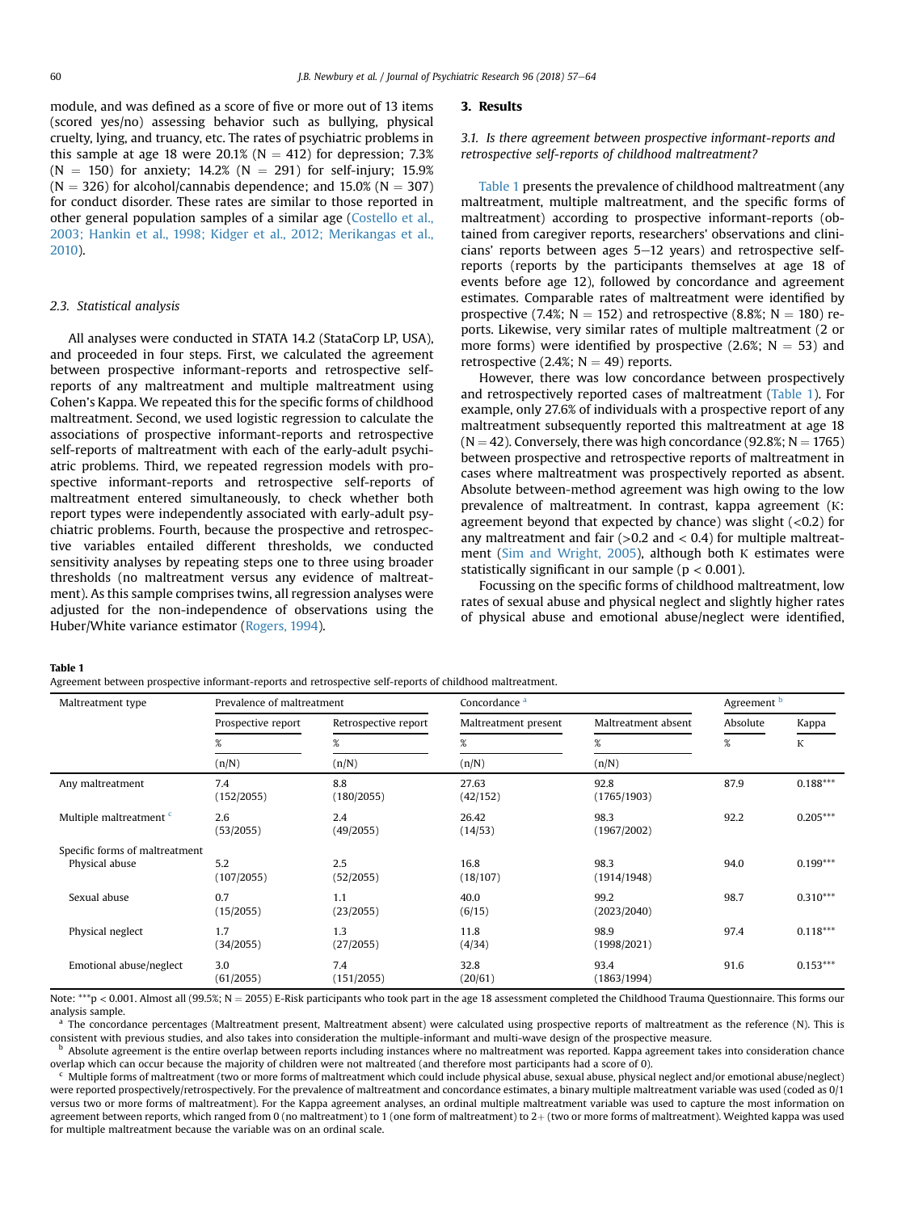module, and was defined as a score of five or more out of 13 items (scored yes/no) assessing behavior such as bullying, physical cruelty, lying, and truancy, etc. The rates of psychiatric problems in this sample at age 18 were 20.1% (N = 412) for depression; 7.3% (N = 150) for anxiety; 14.2% (N = 291) for self-injury; 15.9% (N = 326) for alcohol/cannabis dependence; and 15.0% (N = 307) for conduct disorder. These rates are similar to those reported in other general population samples of a similar age (Costello et al., 2003; Hankin et al., 1998; Kidger et al., 2012; Merikangas et al., 2010).

### 2.3. Statistical analysis

All analyses were conducted in STATA 14.2 (StataCorp LP, USA), and proceeded in four steps. First, we calculated the agreement between prospective informant-reports and retrospective self-reports of any maltreatment and multiple maltreatment using Cohen's Kappa. We repeated this for the specific forms of childhood maltreatment. Second, we used logistic regression to calculate the associations of prospective informant-reports and retrospective self-reports of maltreatment with each of the early-adult psychiatric problems. Third, we repeated regression models with prospective informant-reports and retrospective self-reports of maltreatment entered simultaneously, to check whether both report types were independently associated with early-adult psychiatric problems. Fourth, because the prospective and retrospective variables entailed different thresholds, we conducted sensitivity analyses by repeating steps one to three using broader thresholds (no maltreatment versus any evidence of maltreatment). As this sample comprises twins, all regression analyses were adjusted for the non-independence of observations using the Huber/White variance estimator (Rogers, 1994).

## 3. Results

### 3.1. Is there agreement between prospective informant-reports and retrospective self-reports of childhood maltreatment?

Table 1 presents the prevalence of childhood maltreatment (any maltreatment, multiple maltreatment, and the specific forms of maltreatment) according to prospective informant-reports (obtained from caregiver reports, researchers' observations and clinicians' reports between ages 5–12 years) and retrospective self-reports (reports by the participants themselves at age 18 of events before age 12), followed by concordance and agreement estimates. Comparable rates of maltreatment were identified by prospective (7.4%; N = 152) and retrospective (8.8%; N = 180) reports. Likewise, very similar rates of multiple maltreatment (2 or more forms) were identified by prospective (2.6%; N = 53) and retrospective (2.4%; N = 49) reports.

However, there was low concordance between prospectively and retrospectively reported cases of maltreatment (Table 1). For example, only 27.6% of individuals with a prospective report of any maltreatment subsequently reported this maltreatment at age 18 (N = 42). Conversely, there was high concordance (92.8%; N = 1765) between prospective and retrospective reports of maltreatment in cases where maltreatment was prospectively reported as absent. Absolute between-method agreement was high owing to the low prevalence of maltreatment. In contrast, kappa agreement (Κ: agreement beyond that expected by chance) was slight (<0.2) for any maltreatment and fair (>0.2 and < 0.4) for multiple maltreatment (Sim and Wright, 2005), although both Κ estimates were statistically significant in our sample ($p < 0.001$).

Focussing on the specific forms of childhood maltreatment, low rates of sexual abuse and physical neglect and slightly higher rates of physical abuse and emotional abuse/neglect were identified,

**Table 1**
Agreement between prospective informant-reports and retrospective self-reports of childhood maltreatment.

| Maltreatment type | Prevalence of maltreatment | | Concordance [a] | | Agreement [b] | |
|---|---|---|---|---|---|---|
| | Prospective report | Retrospective report | Maltreatment present | Maltreatment absent | Absolute | Kappa |
| | % (n/N) | % (n/N) | % (n/N) | % (n/N) | % | Κ |
| Any maltreatment | 7.4 (152/2055) | 8.8 (180/2055) | 27.63 (42/152) | 92.8 (1765/1903) | 87.9 | 0.188*** |
| Multiple maltreatment [c] | 2.6 (53/2055) | 2.4 (49/2055) | 26.42 (14/53) | 98.3 (1967/2002) | 92.2 | 0.205*** |
| Specific forms of maltreatment | | | | | | |
| Physical abuse | 5.2 (107/2055) | 2.5 (52/2055) | 16.8 (18/107) | 98.3 (1914/1948) | 94.0 | 0.199*** |
| Sexual abuse | 0.7 (15/2055) | 1.1 (23/2055) | 40.0 (6/15) | 99.2 (2023/2040) | 98.7 | 0.310*** |
| Physical neglect | 1.7 (34/2055) | 1.3 (27/2055) | 11.8 (4/34) | 98.9 (1998/2021) | 97.4 | 0.118*** |
| Emotional abuse/neglect | 3.0 (61/2055) | 7.4 (151/2055) | 32.8 (20/61) | 93.4 (1863/1994) | 91.6 | 0.153*** |

Note: ***$p < 0.001$. Almost all (99.5%; N = 2055) E-Risk participants who took part in the age 18 assessment completed the Childhood Trauma Questionnaire. This forms our analysis sample.

[a] The concordance percentages (Maltreatment present, Maltreatment absent) were calculated using prospective reports of maltreatment as the reference (N). This is consistent with previous studies, and also takes into consideration the multiple-informant and multi-wave design of the prospective measure.

[b] Absolute agreement is the entire overlap between reports including instances where no maltreatment was reported. Kappa agreement takes into consideration chance overlap which can occur because the majority of children were not maltreated (and therefore most participants had a score of 0).

[c] Multiple forms of maltreatment (two or more forms of maltreatment which could include physical abuse, sexual abuse, physical neglect and/or emotional abuse/neglect) were reported prospectively/retrospectively. For the prevalence of maltreatment and concordance estimates, a binary multiple maltreatment variable was used (coded as 0/1 versus two or more forms of maltreatment). For the Kappa agreement analyses, an ordinal multiple maltreatment variable was used to capture the most information on agreement between reports, which ranged from 0 (no maltreatment) to 1 (one form of maltreatment) to 2+ (two or more forms of maltreatment). Weighted kappa was used for multiple maltreatment because the variable was on an ordinal scale.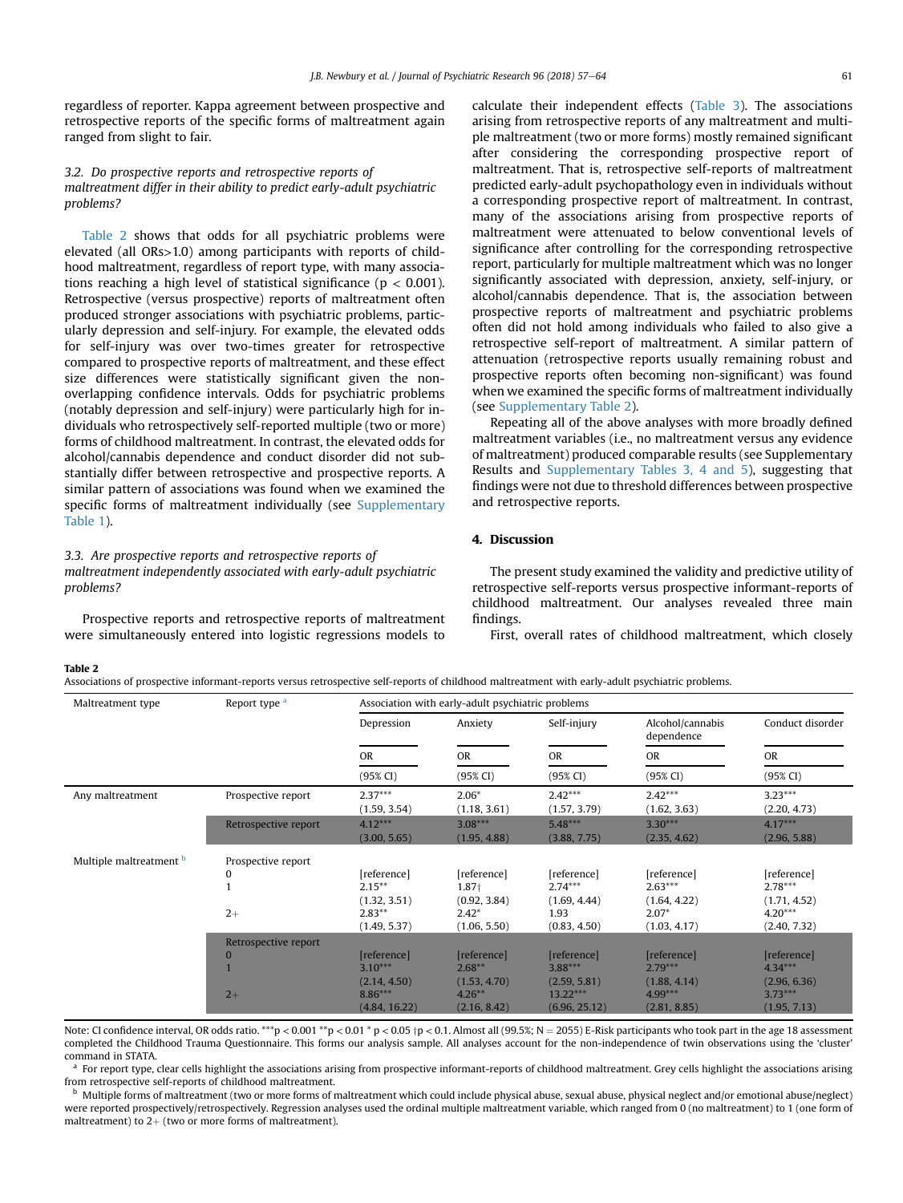regardless of reporter. Kappa agreement between prospective and retrospective reports of the specific forms of maltreatment again ranged from slight to fair.

### 3.2. Do prospective reports and retrospective reports of maltreatment differ in their ability to predict early-adult psychiatric problems?

Table 2 shows that odds for all psychiatric problems were elevated (all ORs>1.0) among participants with reports of childhood maltreatment, regardless of report type, with many associations reaching a high level of statistical significance ($p < 0.001$). Retrospective (versus prospective) reports of maltreatment often produced stronger associations with psychiatric problems, particularly depression and self-injury. For example, the elevated odds for self-injury was over two-times greater for retrospective compared to prospective reports of maltreatment, and these effect size differences were statistically significant given the non-overlapping confidence intervals. Odds for psychiatric problems (notably depression and self-injury) were particularly high for individuals who retrospectively self-reported multiple (two or more) forms of childhood maltreatment. In contrast, the elevated odds for alcohol/cannabis dependence and conduct disorder did not substantially differ between retrospective and prospective reports. A similar pattern of associations was found when we examined the specific forms of maltreatment individually (see Supplementary Table 1).

### 3.3. Are prospective reports and retrospective reports of maltreatment independently associated with early-adult psychiatric problems?

Prospective reports and retrospective reports of maltreatment were simultaneously entered into logistic regressions models to calculate their independent effects (Table 3). The associations arising from retrospective reports of any maltreatment and multiple maltreatment (two or more forms) mostly remained significant after considering the corresponding prospective report of maltreatment. That is, retrospective self-reports of maltreatment predicted early-adult psychopathology even in individuals without a corresponding prospective report of maltreatment. In contrast, many of the associations arising from prospective reports of maltreatment were attenuated to below conventional levels of significance after controlling for the corresponding retrospective report, particularly for multiple maltreatment which was no longer significantly associated with depression, anxiety, self-injury, or alcohol/cannabis dependence. That is, the association between prospective reports of maltreatment and psychiatric problems often did not hold among individuals who failed to also give a retrospective self-report of maltreatment. A similar pattern of attenuation (retrospective reports usually remaining robust and prospective reports often becoming non-significant) was found when we examined the specific forms of maltreatment individually (see Supplementary Table 2).

Repeating all of the above analyses with more broadly defined maltreatment variables (i.e., no maltreatment versus any evidence of maltreatment) produced comparable results (see Supplementary Results and Supplementary Tables 3, 4 and 5), suggesting that findings were not due to threshold differences between prospective and retrospective reports.

## 4. Discussion

The present study examined the validity and predictive utility of retrospective self-reports versus prospective informant-reports of childhood maltreatment. Our analyses revealed three main findings.

First, overall rates of childhood maltreatment, which closely

**Table 2**
Associations of prospective informant-reports versus retrospective self-reports of childhood maltreatment with early-adult psychiatric problems.

| Maltreatment type | Report type [a] | Association with early-adult psychiatric problems | | | | |
|---|---|---|---|---|---|---|
| | | Depression | Anxiety | Self-injury | Alcohol/cannabis dependence | Conduct disorder |
| | | OR (95% CI) | OR (95% CI) | OR (95% CI) | OR (95% CI) | OR (95% CI) |
| Any maltreatment | Prospective report | 2.37*** (1.59, 3.54) | 2.06* (1.18, 3.61) | 2.42*** (1.57, 3.79) | 2.42*** (1.62, 3.63) | 3.23*** (2.20, 4.73) |
| | Retrospective report | 4.12*** (3.00, 5.65) | 3.08*** (1.95, 4.88) | 5.48*** (3.88, 7.75) | 3.30*** (2.35, 4.62) | 4.17*** (2.96, 5.88) |
| Multiple maltreatment [b] | Prospective report | | | | | |
| | 0 | [reference] | [reference] | [reference] | [reference] | [reference] |
| | 1 | 2.15** (1.32, 3.51) | 1.87† (0.92, 3.84) | 2.74*** (1.69, 4.44) | 2.63*** (1.64, 4.22) | 2.78*** (1.71, 4.52) |
| | 2+ | 2.83** (1.49, 5.37) | 2.42* (1.06, 5.50) | 1.93 (0.83, 4.50) | 2.07* (1.03, 4.17) | 4.20*** (2.40, 7.32) |
| | Retrospective report | | | | | |
| | 0 | [reference] | [reference] | [reference] | [reference] | [reference] |
| | 1 | 3.10*** (2.14, 4.50) | 2.68** (1.53, 4.70) | 3.88*** (2.59, 5.81) | 2.79*** (1.88, 4.14) | 4.34*** (2.96, 6.36) |
| | 2+ | 8.86*** (4.84, 16.22) | 4.26** (2.16, 8.42) | 13.22*** (6.96, 25.12) | 4.99*** (2.81, 8.85) | 3.73*** (1.95, 7.13) |

Note: CI confidence interval, OR odds ratio. ***p < 0.001 **p < 0.01 * p < 0.05 †p < 0.1. Almost all (99.5%; N = 2055) E-Risk participants who took part in the age 18 assessment completed the Childhood Trauma Questionnaire. This forms our analysis sample. All analyses account for the non-independence of twin observations using the 'cluster' command in STATA.

[a] For report type, clear cells highlight the associations arising from prospective informant-reports of childhood maltreatment. Grey cells highlight the associations arising from retrospective self-reports of childhood maltreatment.

[b] Multiple forms of maltreatment (two or more forms of maltreatment which could include physical abuse, sexual abuse, physical neglect and/or emotional abuse/neglect) were reported prospectively/retrospectively. Regression analyses used the ordinal multiple maltreatment variable, which ranged from 0 (no maltreatment) to 1 (one form of maltreatment) to 2+ (two or more forms of maltreatment).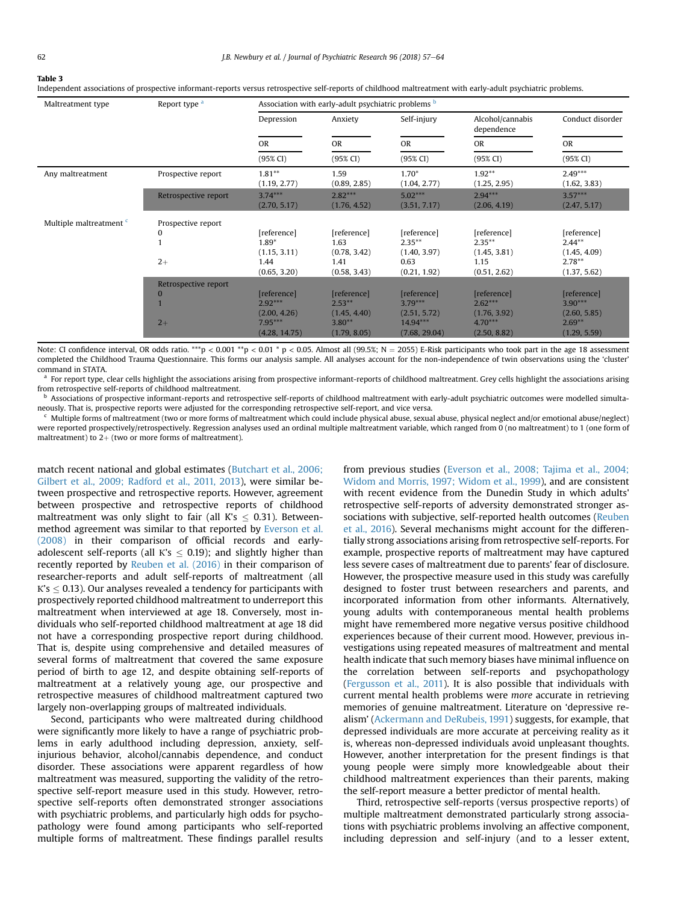**Table 3**
Independent associations of prospective informant-reports versus retrospective self-reports of childhood maltreatment with early-adult psychiatric problems.

| Maltreatment type | Report type [a] | Association with early-adult psychiatric problems [b] | | | | |
|---|---|---|---|---|---|---|
| | | Depression | Anxiety | Self-injury | Alcohol/cannabis dependence | Conduct disorder |
| | | OR (95% CI) | OR (95% CI) | OR (95% CI) | OR (95% CI) | OR (95% CI) |
| Any maltreatment | Prospective report | 1.81** (1.19, 2.77) | 1.59 (0.89, 2.85) | 1.70* (1.04, 2.77) | 1.92** (1.25, 2.95) | 2.49*** (1.62, 3.83) |
| | Retrospective report | 3.74*** (2.70, 5.17) | 2.82*** (1.76, 4.52) | 5.02*** (3.51, 7.17) | 2.94*** (2.06, 4.19) | 3.57*** (2.47, 5.17) |
| Multiple maltreatment [c] | Prospective report | | | | | |
| | 0 | [reference] | [reference] | [reference] | [reference] | [reference] |
| | 1 | 1.89* (1.15, 3.11) | 1.63 (0.78, 3.42) | 2.35** (1.40, 3.97) | 2.35** (1.45, 3.81) | 2.44** (1.45, 4.09) |
| | 2+ | 1.44 (0.65, 3.20) | 1.41 (0.58, 3.43) | 0.63 (0.21, 1.92) | 1.15 (0.51, 2.62) | 2.78** (1.37, 5.62) |
| | Retrospective report | | | | | |
| | 0 | [reference] | [reference] | [reference] | [reference] | [reference] |
| | 1 | 2.92*** (2.00, 4.26) | 2.53** (1.45, 4.40) | 3.79*** (2.51, 5.72) | 2.62*** (1.76, 3.92) | 3.90*** (2.60, 5.85) |
| | 2+ | 7.95*** (4.28, 14.75) | 3.80** (1.79, 8.05) | 14.94*** (7.68, 29.04) | 4.70*** (2.50, 8.82) | 2.69** (1.29, 5.59) |

Note: CI confidence interval, OR odds ratio. ***$p < 0.001$ **$p < 0.01$ * $p < 0.05$. Almost all (99.5%; N = 2055) E-Risk participants who took part in the age 18 assessment completed the Childhood Trauma Questionnaire. This forms our analysis sample. All analyses account for the non-independence of twin observations using the 'cluster' command in STATA.

[a] For report type, clear cells highlight the associations arising from prospective informant-reports of childhood maltreatment. Grey cells highlight the associations arising from retrospective self-reports of childhood maltreatment.

[b] Associations of prospective informant-reports and retrospective self-reports of childhood maltreatment with early-adult psychiatric outcomes were modelled simultaneously. That is, prospective reports were adjusted for the corresponding retrospective self-report, and vice versa.

[c] Multiple forms of maltreatment (two or more forms of maltreatment which could include physical abuse, sexual abuse, physical neglect and/or emotional abuse/neglect) were reported prospectively/retrospectively. Regression analyses used an ordinal multiple maltreatment variable, which ranged from 0 (no maltreatment) to 1 (one form of maltreatment) to 2+ (two or more forms of maltreatment).

match recent national and global estimates (Butchart et al., 2006; Gilbert et al., 2009; Radford et al., 2011, 2013), were similar between prospective and retrospective reports. However, agreement between prospective and retrospective reports of childhood maltreatment was only slight to fair (all K's ≤ 0.31). Between-method agreement was similar to that reported by Everson et al. (2008) in their comparison of official records and early-adolescent self-reports (all K's ≤ 0.19); and slightly higher than recently reported by Reuben et al. (2016) in their comparison of researcher-reports and adult self-reports of maltreatment (all K's ≤ 0.13). Our analyses revealed a tendency for participants with prospectively reported childhood maltreatment to underreport this maltreatment when interviewed at age 18. Conversely, most individuals who self-reported childhood maltreatment at age 18 did not have a corresponding prospective report during childhood. That is, despite using comprehensive and detailed measures of several forms of maltreatment that covered the same exposure period of birth to age 12, and despite obtaining self-reports of maltreatment at a relatively young age, our prospective and retrospective measures of childhood maltreatment captured two largely non-overlapping groups of maltreated individuals.

Second, participants who were maltreated during childhood were significantly more likely to have a range of psychiatric problems in early adulthood including depression, anxiety, self-injurious behavior, alcohol/cannabis dependence, and conduct disorder. These associations were apparent regardless of how maltreatment was measured, supporting the validity of the retrospective self-report measure used in this study. However, retrospective self-reports often demonstrated stronger associations with psychiatric problems, and particularly high odds for psychopathology were found among participants who self-reported multiple forms of maltreatment. These findings parallel results from previous studies (Everson et al., 2008; Tajima et al., 2004; Widom and Morris, 1997; Widom et al., 1999), and are consistent with recent evidence from the Dunedin Study in which adults' retrospective self-reports of adversity demonstrated stronger associations with subjective, self-reported health outcomes (Reuben et al., 2016). Several mechanisms might account for the differentially strong associations arising from retrospective self-reports. For example, prospective reports of maltreatment may have captured less severe cases of maltreatment due to parents' fear of disclosure. However, the prospective measure used in this study was carefully designed to foster trust between researchers and parents, and incorporated information from other informants. Alternatively, young adults with contemporaneous mental health problems might have remembered more negative versus positive childhood experiences because of their current mood. However, previous investigations using repeated measures of maltreatment and mental health indicate that such memory biases have minimal influence on the correlation between self-reports and psychopathology (Fergusson et al., 2011). It is also possible that individuals with current mental health problems were *more* accurate in retrieving memories of genuine maltreatment. Literature on 'depressive realism' (Ackermann and DeRubeis, 1991) suggests, for example, that depressed individuals are more accurate at perceiving reality as it is, whereas non-depressed individuals avoid unpleasant thoughts. However, another interpretation for the present findings is that young people were simply more knowledgeable about their childhood maltreatment experiences than their parents, making the self-report measure a better predictor of mental health.

Third, retrospective self-reports (versus prospective reports) of multiple maltreatment demonstrated particularly strong associations with psychiatric problems involving an affective component, including depression and self-injury (and to a lesser extent,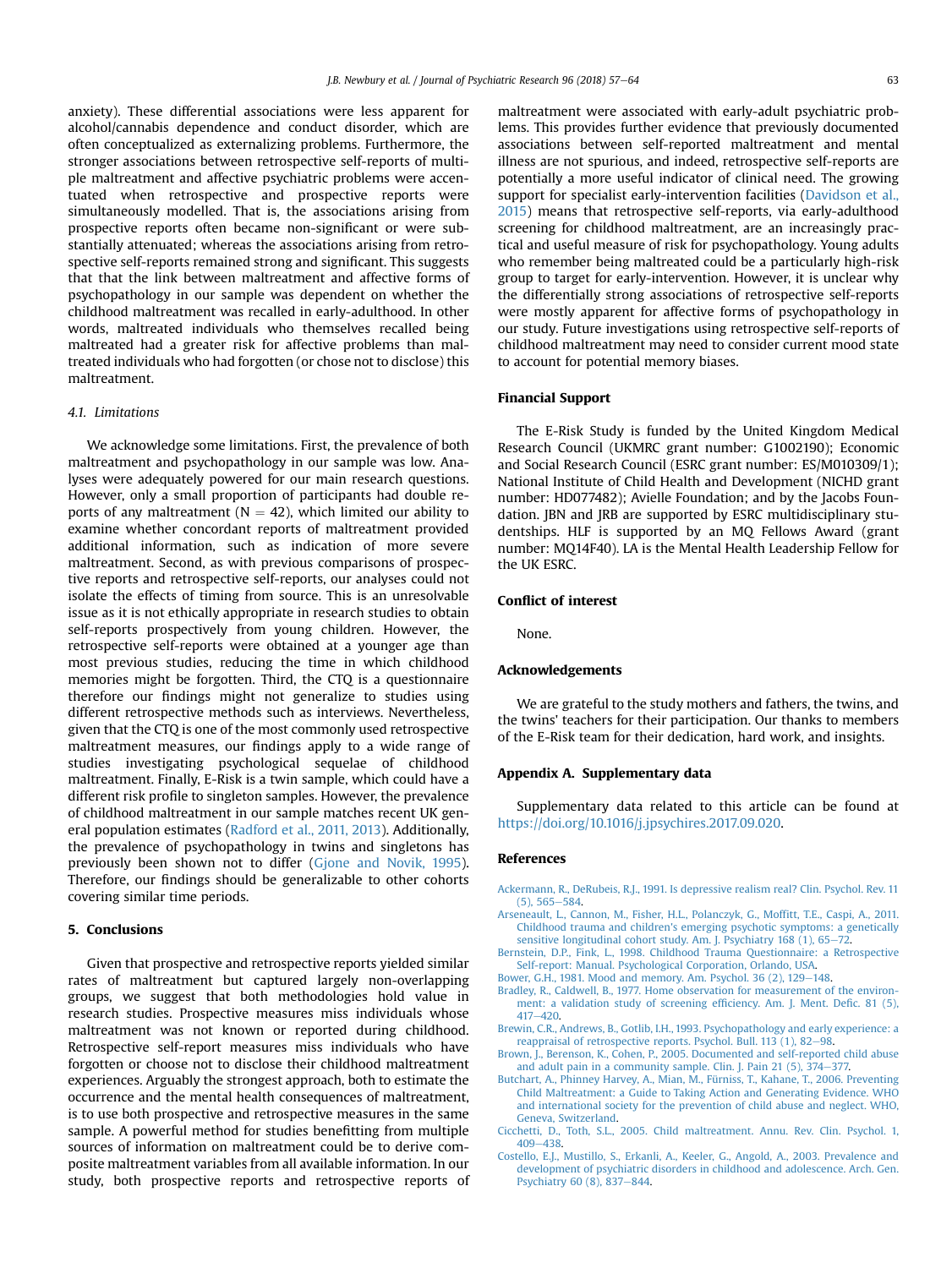anxiety). These differential associations were less apparent for alcohol/cannabis dependence and conduct disorder, which are often conceptualized as externalizing problems. Furthermore, the stronger associations between retrospective self-reports of multiple maltreatment and affective psychiatric problems were accentuated when retrospective and prospective reports were simultaneously modelled. That is, the associations arising from prospective reports often became non-significant or were substantially attenuated; whereas the associations arising from retrospective self-reports remained strong and significant. This suggests that that the link between maltreatment and affective forms of psychopathology in our sample was dependent on whether the childhood maltreatment was recalled in early-adulthood. In other words, maltreated individuals who themselves recalled being maltreated had a greater risk for affective problems than maltreated individuals who had forgotten (or chose not to disclose) this maltreatment.

### 4.1. Limitations

We acknowledge some limitations. First, the prevalence of both maltreatment and psychopathology in our sample was low. Analyses were adequately powered for our main research questions. However, only a small proportion of participants had double reports of any maltreatment (N = 42), which limited our ability to examine whether concordant reports of maltreatment provided additional information, such as indication of more severe maltreatment. Second, as with previous comparisons of prospective reports and retrospective self-reports, our analyses could not isolate the effects of timing from source. This is an unresolvable issue as it is not ethically appropriate in research studies to obtain self-reports prospectively from young children. However, the retrospective self-reports were obtained at a younger age than most previous studies, reducing the time in which childhood memories might be forgotten. Third, the CTQ is a questionnaire therefore our findings might not generalize to studies using different retrospective methods such as interviews. Nevertheless, given that the CTQ is one of the most commonly used retrospective maltreatment measures, our findings apply to a wide range of studies investigating psychological sequelae of childhood maltreatment. Finally, E-Risk is a twin sample, which could have a different risk profile to singleton samples. However, the prevalence of childhood maltreatment in our sample matches recent UK general population estimates (Radford et al., 2011, 2013). Additionally, the prevalence of psychopathology in twins and singletons has previously been shown not to differ (Gjone and Novik, 1995). Therefore, our findings should be generalizable to other cohorts covering similar time periods.

## 5. Conclusions

Given that prospective and retrospective reports yielded similar rates of maltreatment but captured largely non-overlapping groups, we suggest that both methodologies hold value in research studies. Prospective measures miss individuals whose maltreatment was not known or reported during childhood. Retrospective self-report measures miss individuals who have forgotten or choose not to disclose their childhood maltreatment experiences. Arguably the strongest approach, both to estimate the occurrence and the mental health consequences of maltreatment, is to use both prospective and retrospective measures in the same sample. A powerful method for studies benefitting from multiple sources of information on maltreatment could be to derive composite maltreatment variables from all available information. In our study, both prospective reports and retrospective reports of maltreatment were associated with early-adult psychiatric problems. This provides further evidence that previously documented associations between self-reported maltreatment and mental illness are not spurious, and indeed, retrospective self-reports are potentially a more useful indicator of clinical need. The growing support for specialist early-intervention facilities (Davidson et al., 2015) means that retrospective self-reports, via early-adulthood screening for childhood maltreatment, are an increasingly practical and useful measure of risk for psychopathology. Young adults who remember being maltreated could be a particularly high-risk group to target for early-intervention. However, it is unclear why the differentially strong associations of retrospective self-reports were mostly apparent for affective forms of psychopathology in our study. Future investigations using retrospective self-reports of childhood maltreatment may need to consider current mood state to account for potential memory biases.

## Financial Support

The E-Risk Study is funded by the United Kingdom Medical Research Council (UKMRC grant number: G1002190); Economic and Social Research Council (ESRC grant number: ES/M010309/1); National Institute of Child Health and Development (NICHD grant number: HD077482); Avielle Foundation; and by the Jacobs Foundation. JBN and JRB are supported by ESRC multidisciplinary studentships. HLF is supported by an MQ Fellows Award (grant number: MQ14F40). LA is the Mental Health Leadership Fellow for the UK ESRC.

## Conflict of interest

None.

## Acknowledgements

We are grateful to the study mothers and fathers, the twins, and the twins' teachers for their participation. Our thanks to members of the E-Risk team for their dedication, hard work, and insights.

## Appendix A. Supplementary data

Supplementary data related to this article can be found at https://doi.org/10.1016/j.jpsychires.2017.09.020.

## References

- Ackermann, R., DeRubeis, R.J., 1991. Is depressive realism real? Clin. Psychol. Rev. 11 (5), 565–584.
- Arseneault, L., Cannon, M., Fisher, H.L., Polanczyk, G., Moffitt, T.E., Caspi, A., 2011. Childhood trauma and children's emerging psychotic symptoms: a genetically sensitive longitudinal cohort study. Am. J. Psychiatry 168 (1), 65–72.
- Bernstein, D.P., Fink, L., 1998. Childhood Trauma Questionnaire: a Retrospective Self-report: Manual. Psychological Corporation, Orlando, USA.
- Bower, G.H., 1981. Mood and memory. Am. Psychol. 36 (2), 129–148.
- Bradley, R., Caldwell, B., 1977. Home observation for measurement of the environment: a validation study of screening efficiency. Am. J. Ment. Defic. 81 (5), 417–420.
- Brewin, C.R., Andrews, B., Gotlib, I.H., 1993. Psychopathology and early experience: a reappraisal of retrospective reports. Psychol. Bull. 113 (1), 82–98.
- Brown, J., Berenson, K., Cohen, P., 2005. Documented and self-reported child abuse and adult pain in a community sample. Clin. J. Pain 21 (5), 374–377.
- Butchart, A., Phinney Harvey, A., Mian, M., Fürniss, T., Kahane, T., 2006. Preventing Child Maltreatment: a Guide to Taking Action and Generating Evidence. WHO and international society for the prevention of child abuse and neglect. WHO, Geneva, Switzerland.
- Cicchetti, D., Toth, S.L., 2005. Child maltreatment. Annu. Rev. Clin. Psychol. 1, 409–438.
- Costello, E.J., Mustillo, S., Erkanli, A., Keeler, G., Angold, A., 2003. Prevalence and development of psychiatric disorders in childhood and adolescence. Arch. Gen. Psychiatry 60 (8), 837–844.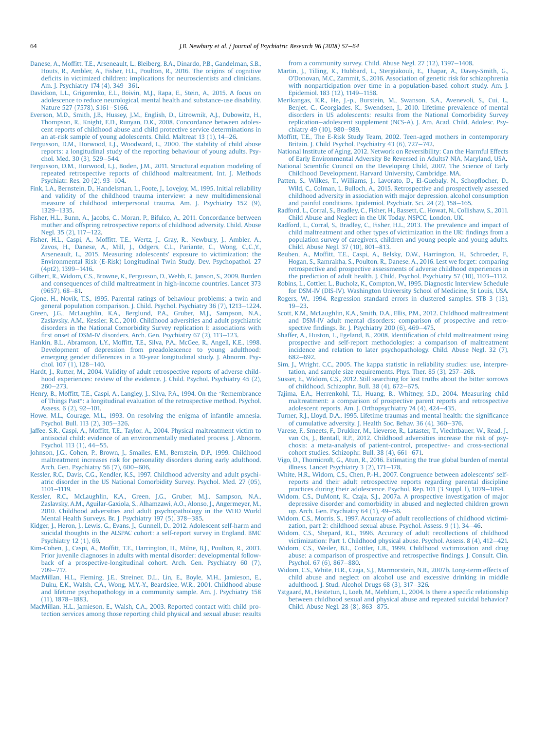Danese, A., Moffitt, T.E., Arseneault, L., Bleiberg, B.A., Dinardo, P.B., Gandelman, S.B., Houts, R., Ambler, A., Fisher, H.L., Poulton, R., 2016. The origins of cognitive deficits in victimized children: implications for neuroscientists and clinicians. Am. J. Psychiatry 174 (4), 349–361.

Davidson, L.L., Grigorenko, E.L., Boivin, M.J., Rapa, E., Stein, A., 2015. A focus on adolescence to reduce neurological, mental health and substance-use disability. Nature 527 (7578), S161–S166.

Everson, M.D., Smith, J.B., Hussey, J.M., English, D., Litrownik, A.J., Dubowitz, H., Thompson, R., Knight, E.D., Runyan, D.K., 2008. Concordance between adolescent reports of childhood abuse and child protective service determinations in an at-risk sample of young adolescents. Child. Maltreat 13 (1), 14–26.

Fergusson, D.M., Horwood, L.J., Woodward, L., 2000. The stability of child abuse reports: a longitudinal study of the reporting behaviour of young adults. Psychol. Med. 30 (3), 529–544.

Fergusson, D.M., Horwood, L.J., Boden, J.M., 2011. Structural equation modeling of repeated retrospective reports of childhood maltreatment. Int. J. Methods Psychiatr. Res. 20 (2), 93–104.

Fink, L.A., Bernstein, D., Handelsman, L., Foote, J., Lovejoy, M., 1995. Initial reliability and validity of the childhood trauma interview: a new multidimensional measure of childhood interpersonal trauma. Am. J. Psychiatry 152 (9), 1329–1335.

Fisher, H.L., Bunn, A., Jacobs, C., Moran, P., Bifulco, A., 2011. Concordance between mother and offspring retrospective reports of childhood adversity. Child. Abuse Negl. 35 (2), 117–122.

Fisher, H.L., Caspi, A., Moffitt, T.E., Wertz, J., Gray, R., Newbury, J., Ambler, A., Zavos, H., Danese, A., Mill, J., Odgers, C.L., Pariante, C., Wong, C.,C.,Y., Arseneault, L., 2015. Measuring adolescents' exposure to victimization: the Environmental Risk (E-Risk) Longitudinal Twin Study. Dev. Psychopathol. 27 (4pt2), 1399–1416.

Gilbert, R., Widom, C.S., Browne, K., Fergusson, D., Webb, E., Janson, S., 2009. Burden and consequences of child maltreatment in high-income countries. Lancet 373 (9657), 68–81.

Gjone, H., Novik, T.S., 1995. Parental ratings of behaviour problems: a twin and general population comparison. J. Child. Psychol. Psychiatry 36 (7), 1213–1224.

Green, J.G., McLaughlin, K.A., Berglund, P.A., Gruber, M.J., Sampson, N.A., Zaslavsky, A.M., Kessler, R.C., 2010. Childhood adversities and adult psychiatric disorders in the National Comorbidity Survey replication I: associations with first onset of DSM-IV disorders. Arch. Gen. Psychiatry 67 (2), 113–123.

Hankin, B.L., Abramson, L.Y., Moffitt, T.E., Silva, P.A., McGee, R., Angell, K.E., 1998. Development of depression from preadolescence to young adulthood: emerging gender differences in a 10-year longitudinal study. J. Abnorm. Psychol. 107 (1), 128–140.

Hardt, J., Rutter, M., 2004. Validity of adult retrospective reports of adverse childhood experiences: review of the evidence. J. Child. Psychol. Psychiatry 45 (2), 260–273.

Henry, B., Moffitt, T.E., Caspi, A., Langley, J., Silva, P.A., 1994. On the "Remembrance of Things Past": a longitudinal evaluation of the retrospective method. Psychol. Assess. 6 (2), 92–101.

Howe, M.L., Courage, M.L., 1993. On resolving the enigma of infantile amnesia. Psychol. Bull. 113 (2), 305–326.

Jaffee, S.R., Caspi, A., Moffitt, T.E., Taylor, A., 2004. Physical maltreatment victim to antisocial child: evidence of an environmentally mediated process. J. Abnorm. Psychol. 113 (1), 44–55.

Johnson, J.G., Cohen, P., Brown, J., Smailes, E.M., Bernstein, D.P., 1999. Childhood maltreatment increases risk for personality disorders during early adulthood. Arch. Gen. Psychiatry 56 (7), 600–606.

Kessler, R.C., Davis, C.G., Kendler, K.S., 1997. Childhood adversity and adult psychiatric disorder in the US National Comorbidity Survey. Psychol. Med. 27 (05), 1101–1119.

Kessler, R.C., McLaughlin, K.A., Green, J.G., Gruber, M.J., Sampson, N.A., Zaslavsky, A.M., Aguilar-Gaxiola, S., Alhamzawi, A.O., Alonso, J., Angermeyer, M., 2010. Childhood adversities and adult psychopathology in the WHO World Mental Health Surveys. Br. J. Psychiatry 197 (5), 378–385.

Kidger, J., Heron, J., Lewis, G., Evans, J., Gunnell, D., 2012. Adolescent self-harm and suicidal thoughts in the ALSPAC cohort: a self-report survey in England. BMC Psychiatry 12 (1), 69.

Kim-Cohen, J., Caspi, A., Moffitt, T.E., Harrington, H., Milne, B.J., Poulton, R., 2003. Prior juvenile diagnoses in adults with mental disorder: developmental follow-back of a prospective-longitudinal cohort. Arch. Gen. Psychiatry 60 (7), 709–717.

MacMillan, H.L., Fleming, J.E., Streiner, D.L., Lin, E., Boyle, M.H., Jamieson, E., Duku, E.K., Walsh, C.A., Wong, M.Y.-Y., Beardslee, W.R., 2001. Childhood abuse and lifetime psychopathology in a community sample. Am. J. Psychiatry 158 (11), 1878–1883.

MacMillan, H.L., Jamieson, E., Walsh, C.A., 2003. Reported contact with child protection services among those reporting child physical and sexual abuse: results from a community survey. Child. Abuse Negl. 27 (12), 1397–1408.

Martin, J., Tilling, K., Hubbard, L., Stergiakouli, E., Thapar, A., Davey-Smith, G., O'Donovan, M.C., Zammit, S., 2016. Association of genetic risk for schizophrenia with nonparticipation over time in a population-based cohort study. Am. J. Epidemiol. 183 (12), 1149–1158.

Merikangas, K.R., He, J.-p., Burstein, M., Swanson, S.A., Avenevoli, S., Cui, L., Benjet, C., Georgiades, K., Swendsen, J., 2010. Lifetime prevalence of mental disorders in US adolescents: results from the National Comorbidity Survey replication–adolescent supplement (NCS-A). J. Am. Acad. Child. Adolesc. Psychiatry 49 (10), 980–989.

Moffitt, T.E., The E-Risk Study Team, 2002. Teen-aged mothers in contemporary Britain. J. Child Psychol. Psychiatry 43 (6), 727–742.

National Institute of Aging, 2012. Network on Reversibility: Can the Harmful Effects of Early Environmental Adversity Be Reversed in Adults? NIA, Maryland, USA.

National Scientific Council on the Developing Child, 2007. The Science of Early Childhood Development. Harvard University, Cambridge, MA.

Patten, S., Wilkes, T., Williams, J., Lavorato, D., El-Guebaly, N., Schopflocher, D., Wild, C., Colman, I., Bulloch, A., 2015. Retrospective and prospectively assessed childhood adversity in association with major depression, alcohol consumption and painful conditions. Epidemiol. Psychiatr. Sci. 24 (2), 158–165.

Radford, L., Corral, S., Bradley, C., Fisher, H., Bassett, C., Howat, N., Collishaw, S., 2011. Child Abuse and Neglect in the UK Today. NSPCC, London, UK.

Radford, L., Corral, S., Bradley, C., Fisher, H.L., 2013. The prevalence and impact of child maltreatment and other types of victimization in the UK: findings from a population survey of caregivers, children and young people and young adults. Child. Abuse Negl. 37 (10), 801–813.

Reuben, A., Moffitt, T.E., Caspi, A., Belsky, D.W., Harrington, H., Schroeder, F., Hogan, S., Ramrakha, S., Poulton, R., Danese, A., 2016. Lest we forget: comparing retrospective and prospective assessments of adverse childhood experiences in the prediction of adult health. J. Child. Psychol. Psychiatry 57 (10), 1103–1112.

Robins, L., Cottler, L., Bucholz, K., Compton, W., 1995. Diagnostic Interview Schedule for DSM-IV (DIS-IV). Washington University School of Medicine, St Louis, USA.

Rogers, W., 1994. Regression standard errors in clustered samples. STB 3 (13), 19–23.

Scott, K.M., McLaughlin, K.A., Smith, D.A., Ellis, P.M., 2012. Childhood maltreatment and DSM-IV adult mental disorders: comparison of prospective and retrospective findings. Br. J. Psychiatry 200 (6), 469–475.

Shaffer, A., Huston, L., Egeland, B., 2008. Identification of child maltreatment using prospective and self-report methodologies: a comparison of maltreatment incidence and relation to later psychopathology. Child. Abuse Negl. 32 (7), 682–692.

Sim, J., Wright, C.C., 2005. The kappa statistic in reliability studies: use, interpretation, and sample size requirements. Phys. Ther. 85 (3), 257–268.

Susser, E., Widom, C.S., 2012. Still searching for lost truths about the bitter sorrows of childhood. Schizophr. Bull. 38 (4), 672–675.

Tajima, E.A., Herrenkohl, T.I., Huang, B., Whitney, S.D., 2004. Measuring child maltreatment: a comparison of prospective parent reports and retrospective adolescent reports. Am. J. Orthopsychiatry 74 (4), 424–435.

Turner, R.J., Lloyd, D.A., 1995. Lifetime traumas and mental health: the significance of cumulative adversity. J. Health Soc. Behav. 36 (4), 360–376.

Varese, F., Smeets, F., Drukker, M., Lieverse, R., Lataster, T., Viechtbauer, W., Read, J., van Os, J., Bentall, R.P., 2012. Childhood adversities increase the risk of psychosis: a meta-analysis of patient-control, prospective- and cross-sectional cohort studies. Schizophr. Bull. 38 (4), 661–671.

Vigo, D., Thornicroft, G., Atun, R., 2016. Estimating the true global burden of mental illness. Lancet Psychiatry 3 (2), 171–178.

White, H.R., Widom, C.S., Chen, P.-H., 2007. Congruence between adolescents' self-reports and their adult retrospective reports regarding parental discipline practices during their adolescence. Psychol. Rep. 101 (3 Suppl. I), 1079–1094.

Widom, C.S., DuMont, K., Czaja, S.J., 2007a. A prospective investigation of major depressive disorder and comorbidity in abused and neglected children grown up. Arch. Gen. Psychiatry 64 (1), 49–56.

Widom, C.S., Morris, S., 1997. Accuracy of adult recollections of childhood victimization, part 2: childhood sexual abuse. Psychol. Assess. 9 (1), 34–46.

Widom, C.S., Shepard, R.L., 1996. Accuracy of adult recollections of childhood victimization: Part 1. Childhood physical abuse. Psychol. Assess. 8 (4), 412–421.

Widom, C.S., Weiler, B.L., Cottler, L.B., 1999. Childhood victimization and drug abuse: a comparison of prospective and retrospective findings. J. Consult. Clin. Psychol. 67 (6), 867–880.

Widom, C.S., White, H.R., Czaja, S.J., Marmorstein, N.R., 2007b. Long-term effects of child abuse and neglect on alcohol use and excessive drinking in middle adulthood. J. Stud. Alcohol Drugs 68 (3), 317–326.

Ystgaard, M., Hestetun, I., Loeb, M., Mehlum, L., 2004. Is there a specific relationship between childhood sexual and physical abuse and repeated suicidal behavior? Child. Abuse Negl. 28 (8), 863–875.